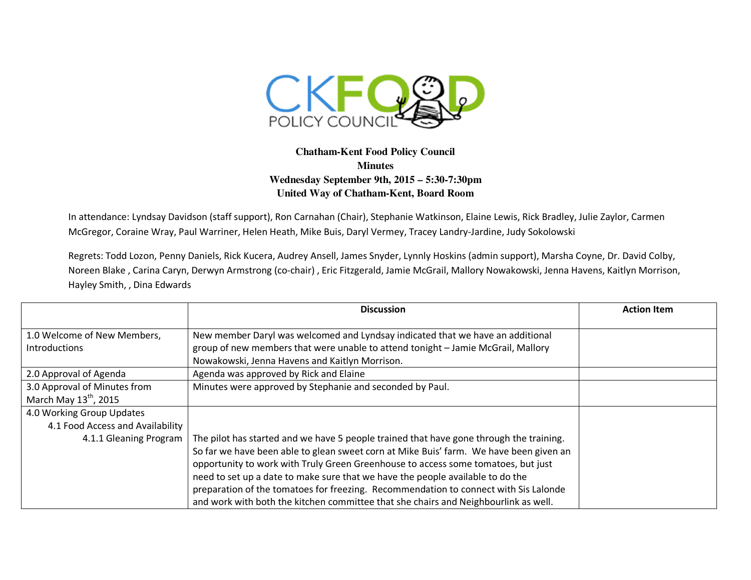CKFOOD POLICY COUNCIL

**Chatham-Kent Food Policy Council**
**Minutes**
**Wednesday September 9th, 2015 – 5:30-7:30pm**
**United Way of Chatham-Kent, Board Room**

In attendance: Lyndsay Davidson (staff support), Ron Carnahan (Chair), Stephanie Watkinson, Elaine Lewis, Rick Bradley, Julie Zaylor, Carmen McGregor, Coraine Wray, Paul Warriner, Helen Heath, Mike Buis, Daryl Vermey, Tracey Landry-Jardine, Judy Sokolowski

Regrets: Todd Lozon, Penny Daniels, Rick Kucera, Audrey Ansell, James Snyder, Lynnly Hoskins (admin support), Marsha Coyne, Dr. David Colby, Noreen Blake , Carina Caryn, Derwyn Armstrong (co-chair) , Eric Fitzgerald, Jamie McGrail, Mallory Nowakowski, Jenna Havens, Kaitlyn Morrison, Hayley Smith, , Dina Edwards

| | Discussion | Action Item |
|---|---|---|
| 1.0 Welcome of New Members, Introductions | New member Daryl was welcomed and Lyndsay indicated that we have an additional group of new members that were unable to attend tonight – Jamie McGrail, Mallory Nowakowski, Jenna Havens and Kaitlyn Morrison. | |
| 2.0 Approval of Agenda | Agenda was approved by Rick and Elaine | |
| 3.0 Approval of Minutes from March May 13th, 2015 | Minutes were approved by Stephanie and seconded by Paul. | |
| 4.0 Working Group Updates<br>4.1 Food Access and Availability<br>4.1.1 Gleaning Program | The pilot has started and we have 5 people trained that have gone through the training. So far we have been able to glean sweet corn at Mike Buis' farm. We have been given an opportunity to work with Truly Green Greenhouse to access some tomatoes, but just need to set up a date to make sure that we have the people available to do the preparation of the tomatoes for freezing. Recommendation to connect with Sis Lalonde and work with both the kitchen committee that she chairs and Neighbourlink as well. | |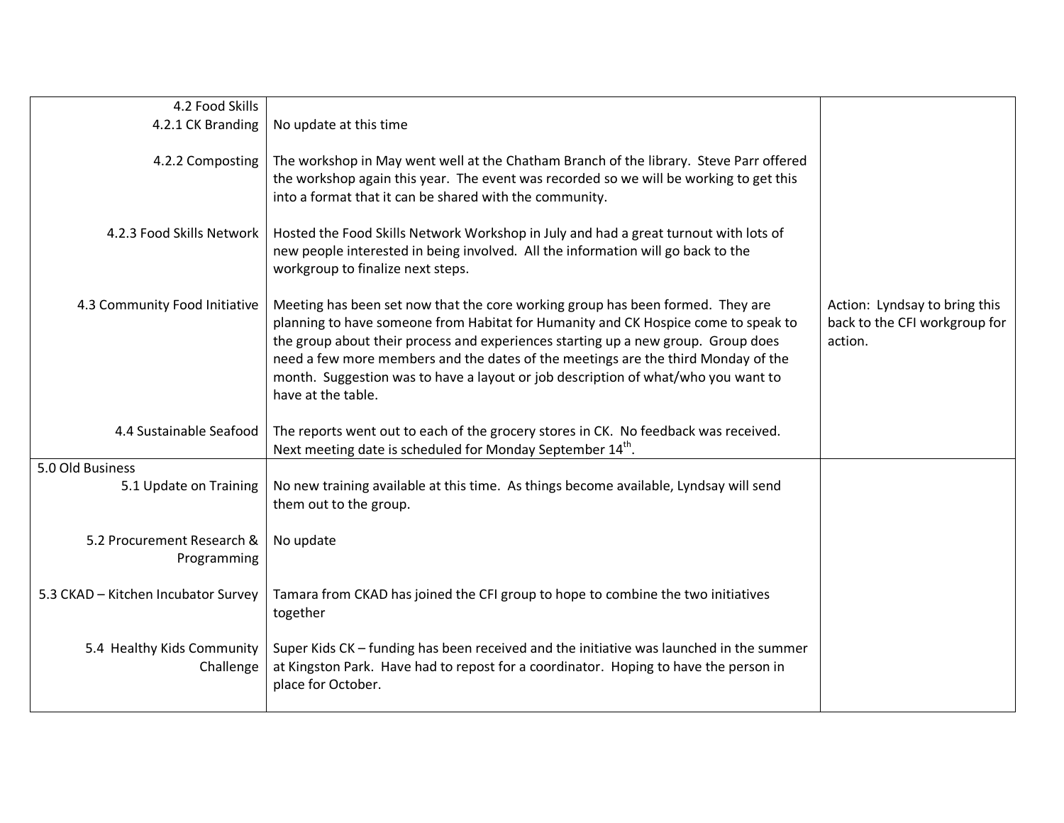| | | |
|---|---|---|
| 4.2 Food Skills<br>4.2.1 CK Branding | No update at this time | |
| 4.2.2 Composting | The workshop in May went well at the Chatham Branch of the library. Steve Parr offered the workshop again this year. The event was recorded so we will be working to get this into a format that it can be shared with the community. | |
| 4.2.3 Food Skills Network | Hosted the Food Skills Network Workshop in July and had a great turnout with lots of new people interested in being involved. All the information will go back to the workgroup to finalize next steps. | |
| 4.3 Community Food Initiative | Meeting has been set now that the core working group has been formed. They are planning to have someone from Habitat for Humanity and CK Hospice come to speak to the group about their process and experiences starting up a new group. Group does need a few more members and the dates of the meetings are the third Monday of the month. Suggestion was to have a layout or job description of what/who you want to have at the table. | Action: Lyndsay to bring this back to the CFI workgroup for action. |
| 4.4 Sustainable Seafood | The reports went out to each of the grocery stores in CK. No feedback was received. Next meeting date is scheduled for Monday September 14th. | |
| 5.0 Old Business<br>5.1 Update on Training | No new training available at this time. As things become available, Lyndsay will send them out to the group. | |
| 5.2 Procurement Research & Programming | No update | |
| 5.3 CKAD – Kitchen Incubator Survey | Tamara from CKAD has joined the CFI group to hope to combine the two initiatives together | |
| 5.4 Healthy Kids Community Challenge | Super Kids CK – funding has been received and the initiative was launched in the summer at Kingston Park. Have had to repost for a coordinator. Hoping to have the person in place for October. | |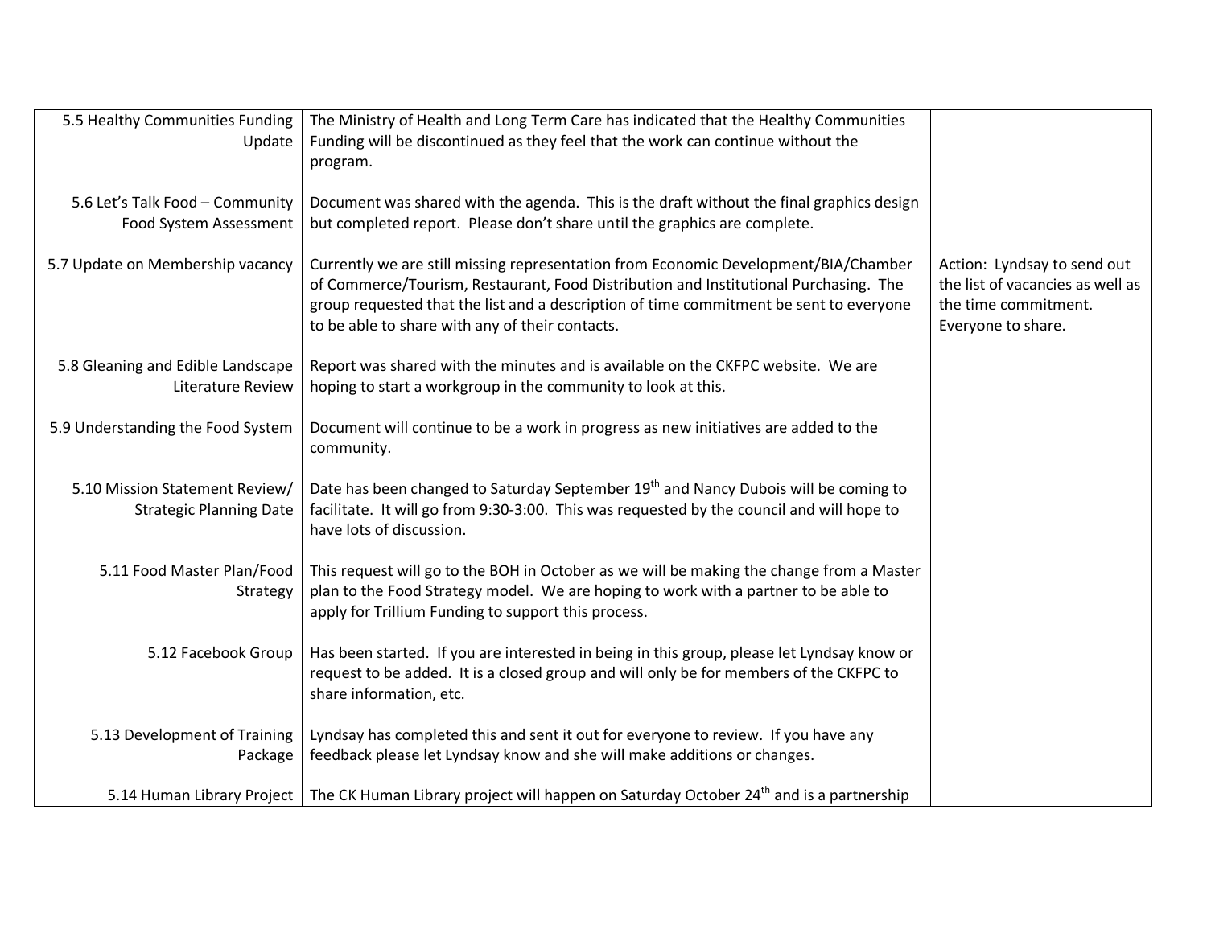| | | |
|---|---|---|
| 5.5 Healthy Communities Funding Update | The Ministry of Health and Long Term Care has indicated that the Healthy Communities Funding will be discontinued as they feel that the work can continue without the program. | |
| 5.6 Let's Talk Food – Community Food System Assessment | Document was shared with the agenda. This is the draft without the final graphics design but completed report. Please don't share until the graphics are complete. | |
| 5.7 Update on Membership vacancy | Currently we are still missing representation from Economic Development/BIA/Chamber of Commerce/Tourism, Restaurant, Food Distribution and Institutional Purchasing. The group requested that the list and a description of time commitment be sent to everyone to be able to share with any of their contacts. | Action: Lyndsay to send out the list of vacancies as well as the time commitment. Everyone to share. |
| 5.8 Gleaning and Edible Landscape Literature Review | Report was shared with the minutes and is available on the CKFPC website. We are hoping to start a workgroup in the community to look at this. | |
| 5.9 Understanding the Food System | Document will continue to be a work in progress as new initiatives are added to the community. | |
| 5.10 Mission Statement Review/ Strategic Planning Date | Date has been changed to Saturday September 19th and Nancy Dubois will be coming to facilitate. It will go from 9:30-3:00. This was requested by the council and will hope to have lots of discussion. | |
| 5.11 Food Master Plan/Food Strategy | This request will go to the BOH in October as we will be making the change from a Master plan to the Food Strategy model. We are hoping to work with a partner to be able to apply for Trillium Funding to support this process. | |
| 5.12 Facebook Group | Has been started. If you are interested in being in this group, please let Lyndsay know or request to be added. It is a closed group and will only be for members of the CKFPC to share information, etc. | |
| 5.13 Development of Training Package | Lyndsay has completed this and sent it out for everyone to review. If you have any feedback please let Lyndsay know and she will make additions or changes. | |
| 5.14 Human Library Project | The CK Human Library project will happen on Saturday October 24th and is a partnership | |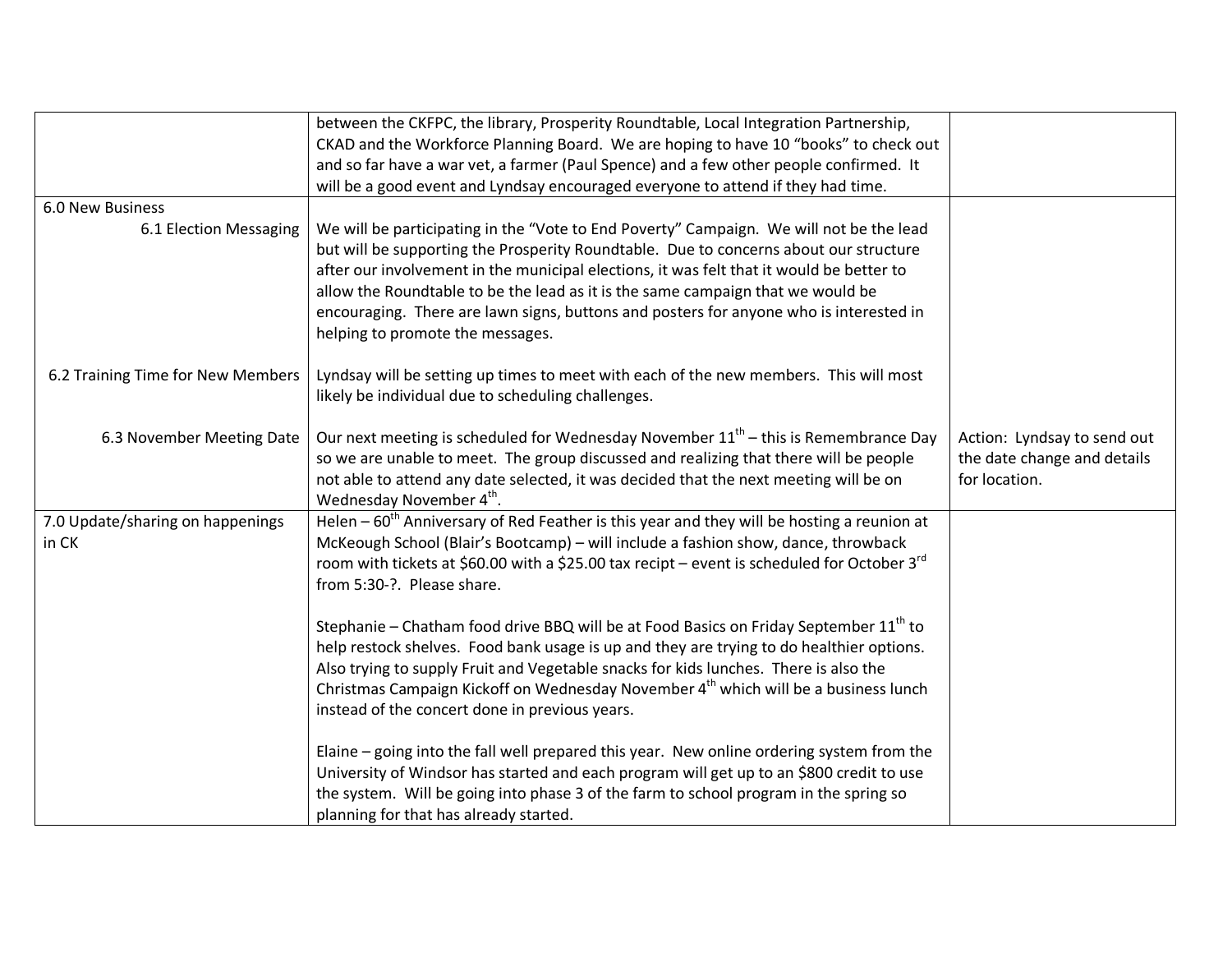| | | |
|---|---|---|
| | between the CKFPC, the library, Prosperity Roundtable, Local Integration Partnership, CKAD and the Workforce Planning Board. We are hoping to have 10 "books" to check out and so far have a war vet, a farmer (Paul Spence) and a few other people confirmed. It will be a good event and Lyndsay encouraged everyone to attend if they had time. | |
| 6.0 New Business<br>6.1 Election Messaging | We will be participating in the "Vote to End Poverty" Campaign. We will not be the lead but will be supporting the Prosperity Roundtable. Due to concerns about our structure after our involvement in the municipal elections, it was felt that it would be better to allow the Roundtable to be the lead as it is the same campaign that we would be encouraging. There are lawn signs, buttons and posters for anyone who is interested in helping to promote the messages. | |
| 6.2 Training Time for New Members | Lyndsay will be setting up times to meet with each of the new members. This will most likely be individual due to scheduling challenges. | |
| 6.3 November Meeting Date | Our next meeting is scheduled for Wednesday November 11th – this is Remembrance Day so we are unable to meet. The group discussed and realizing that there will be people not able to attend any date selected, it was decided that the next meeting will be on Wednesday November 4th. | Action: Lyndsay to send out the date change and details for location. |
| 7.0 Update/sharing on happenings in CK | Helen – 60th Anniversary of Red Feather is this year and they will be hosting a reunion at McKeough School (Blair's Bootcamp) – will include a fashion show, dance, throwback room with tickets at $60.00 with a $25.00 tax recipt – event is scheduled for October 3rd from 5:30-?. Please share.<br><br>Stephanie – Chatham food drive BBQ will be at Food Basics on Friday September 11th to help restock shelves. Food bank usage is up and they are trying to do healthier options. Also trying to supply Fruit and Vegetable snacks for kids lunches. There is also the Christmas Campaign Kickoff on Wednesday November 4th which will be a business lunch instead of the concert done in previous years.<br><br>Elaine – going into the fall well prepared this year. New online ordering system from the University of Windsor has started and each program will get up to an $800 credit to use the system. Will be going into phase 3 of the farm to school program in the spring so planning for that has already started. | |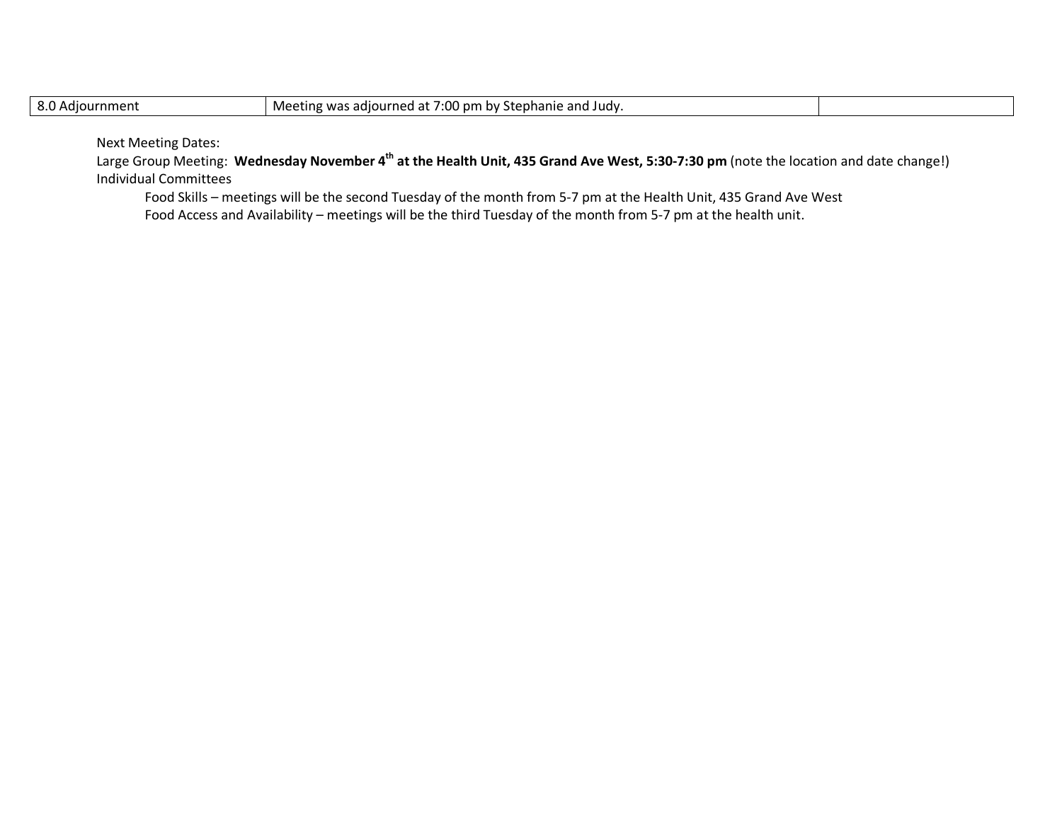| | | |
|---|---|---|
| 8.0 Adjournment | Meeting was adjourned at 7:00 pm by Stephanie and Judy. | |

Next Meeting Dates:

Large Group Meeting: **Wednesday November 4th at the Health Unit, 435 Grand Ave West, 5:30-7:30 pm** (note the location and date change!)

Individual Committees

- Food Skills – meetings will be the second Tuesday of the month from 5-7 pm at the Health Unit, 435 Grand Ave West
- Food Access and Availability – meetings will be the third Tuesday of the month from 5-7 pm at the health unit.